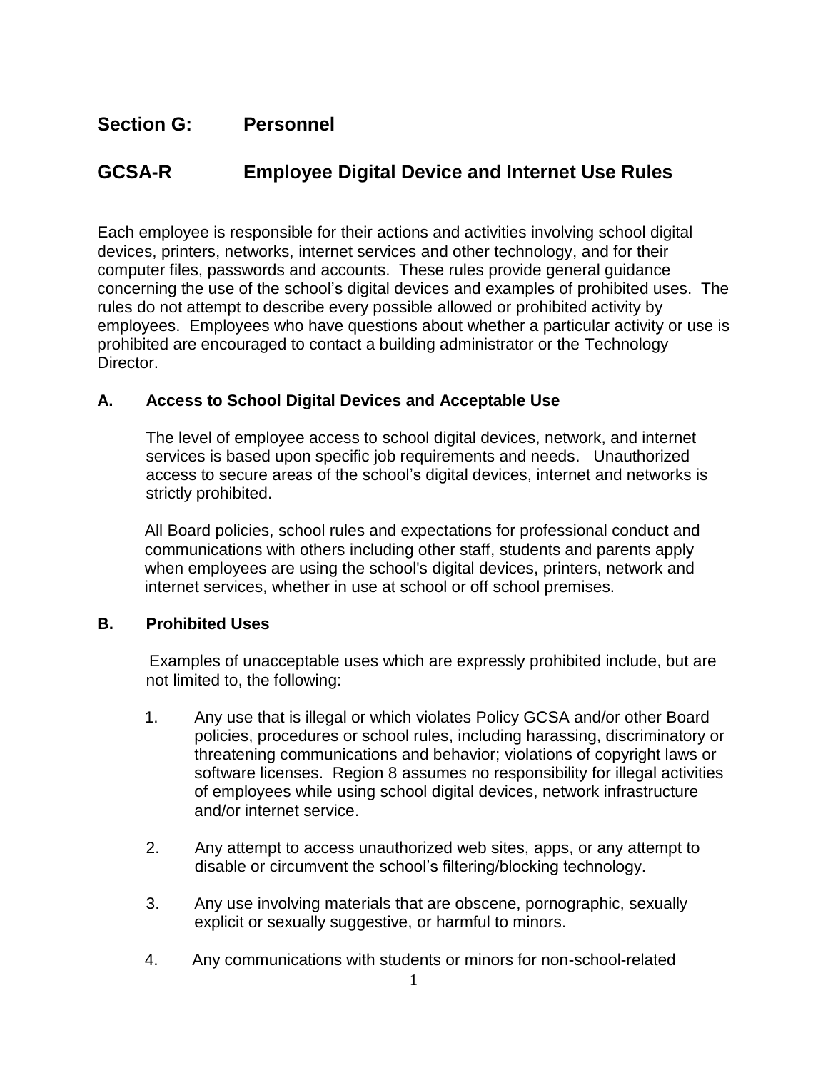## Section G: Personnel

## GCSA-R Employee Digital Device and Internet Use Rules

Each employee is responsible for their actions and activities involving school digital devices, printers, networks, internet services and other technology, and for their computer files, passwords and accounts. These rules provide general guidance concerning the use of the school's digital devices and examples of prohibited uses. The rules do not attempt to describe every possible allowed or prohibited activity by employees. Employees who have questions about whether a particular activity or use is prohibited are encouraged to contact a building administrator or the Technology Director.

### A. Access to School Digital Devices and Acceptable Use

The level of employee access to school digital devices, network, and internet services is based upon specific job requirements and needs. Unauthorized access to secure areas of the school's digital devices, internet and networks is strictly prohibited.

All Board policies, school rules and expectations for professional conduct and communications with others including other staff, students and parents apply when employees are using the school's digital devices, printers, network and internet services, whether in use at school or off school premises.

### B. Prohibited Uses

Examples of unacceptable uses which are expressly prohibited include, but are not limited to, the following:

1. Any use that is illegal or which violates Policy GCSA and/or other Board policies, procedures or school rules, including harassing, discriminatory or threatening communications and behavior; violations of copyright laws or software licenses. Region 8 assumes no responsibility for illegal activities of employees while using school digital devices, network infrastructure and/or internet service.

2. Any attempt to access unauthorized web sites, apps, or any attempt to disable or circumvent the school's filtering/blocking technology.

3. Any use involving materials that are obscene, pornographic, sexually explicit or sexually suggestive, or harmful to minors.

4. Any communications with students or minors for non-school-related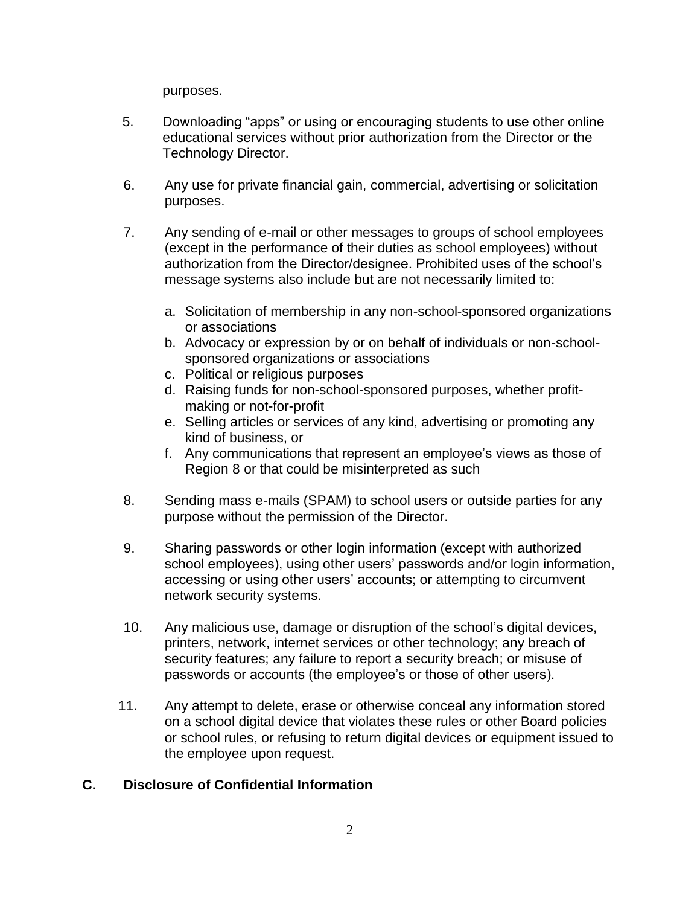purposes.

5. Downloading “apps” or using or encouraging students to use other online educational services without prior authorization from the Director or the Technology Director.

6. Any use for private financial gain, commercial, advertising or solicitation purposes.

7. Any sending of e-mail or other messages to groups of school employees (except in the performance of their duties as school employees) without authorization from the Director/designee. Prohibited uses of the school’s message systems also include but are not necessarily limited to:

   a. Solicitation of membership in any non-school-sponsored organizations or associations
   b. Advocacy or expression by or on behalf of individuals or non-school-sponsored organizations or associations
   c. Political or religious purposes
   d. Raising funds for non-school-sponsored purposes, whether profit-making or not-for-profit
   e. Selling articles or services of any kind, advertising or promoting any kind of business, or
   f. Any communications that represent an employee’s views as those of Region 8 or that could be misinterpreted as such

8. Sending mass e-mails (SPAM) to school users or outside parties for any purpose without the permission of the Director.

9. Sharing passwords or other login information (except with authorized school employees), using other users’ passwords and/or login information, accessing or using other users’ accounts; or attempting to circumvent network security systems.

10. Any malicious use, damage or disruption of the school’s digital devices, printers, network, internet services or other technology; any breach of security features; any failure to report a security breach; or misuse of passwords or accounts (the employee’s or those of other users).

11. Any attempt to delete, erase or otherwise conceal any information stored on a school digital device that violates these rules or other Board policies or school rules, or refusing to return digital devices or equipment issued to the employee upon request.

## C. Disclosure of Confidential Information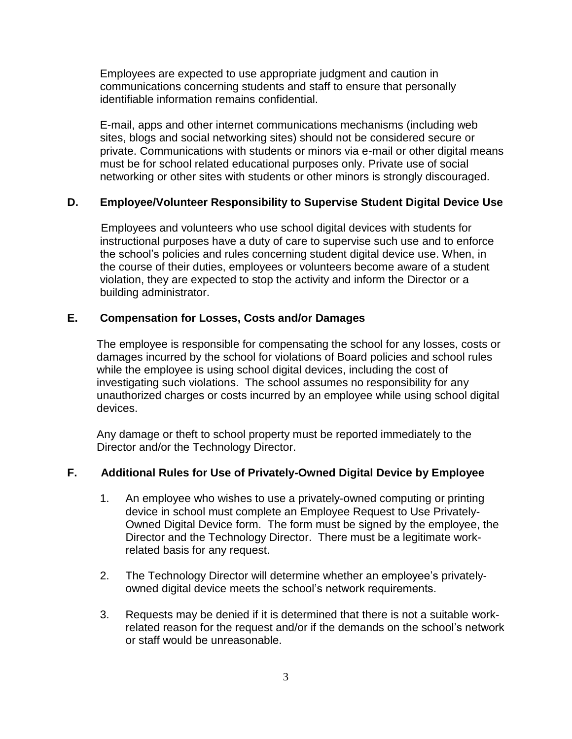Employees are expected to use appropriate judgment and caution in communications concerning students and staff to ensure that personally identifiable information remains confidential.

E-mail, apps and other internet communications mechanisms (including web sites, blogs and social networking sites) should not be considered secure or private. Communications with students or minors via e-mail or other digital means must be for school related educational purposes only. Private use of social networking or other sites with students or other minors is strongly discouraged.

### D. Employee/Volunteer Responsibility to Supervise Student Digital Device Use

Employees and volunteers who use school digital devices with students for instructional purposes have a duty of care to supervise such use and to enforce the school's policies and rules concerning student digital device use. When, in the course of their duties, employees or volunteers become aware of a student violation, they are expected to stop the activity and inform the Director or a building administrator.

### E. Compensation for Losses, Costs and/or Damages

The employee is responsible for compensating the school for any losses, costs or damages incurred by the school for violations of Board policies and school rules while the employee is using school digital devices, including the cost of investigating such violations. The school assumes no responsibility for any unauthorized charges or costs incurred by an employee while using school digital devices.

Any damage or theft to school property must be reported immediately to the Director and/or the Technology Director.

### F. Additional Rules for Use of Privately-Owned Digital Device by Employee

1. An employee who wishes to use a privately-owned computing or printing device in school must complete an Employee Request to Use Privately-Owned Digital Device form. The form must be signed by the employee, the Director and the Technology Director. There must be a legitimate work-related basis for any request.

2. The Technology Director will determine whether an employee's privately-owned digital device meets the school's network requirements.

3. Requests may be denied if it is determined that there is not a suitable work-related reason for the request and/or if the demands on the school's network or staff would be unreasonable.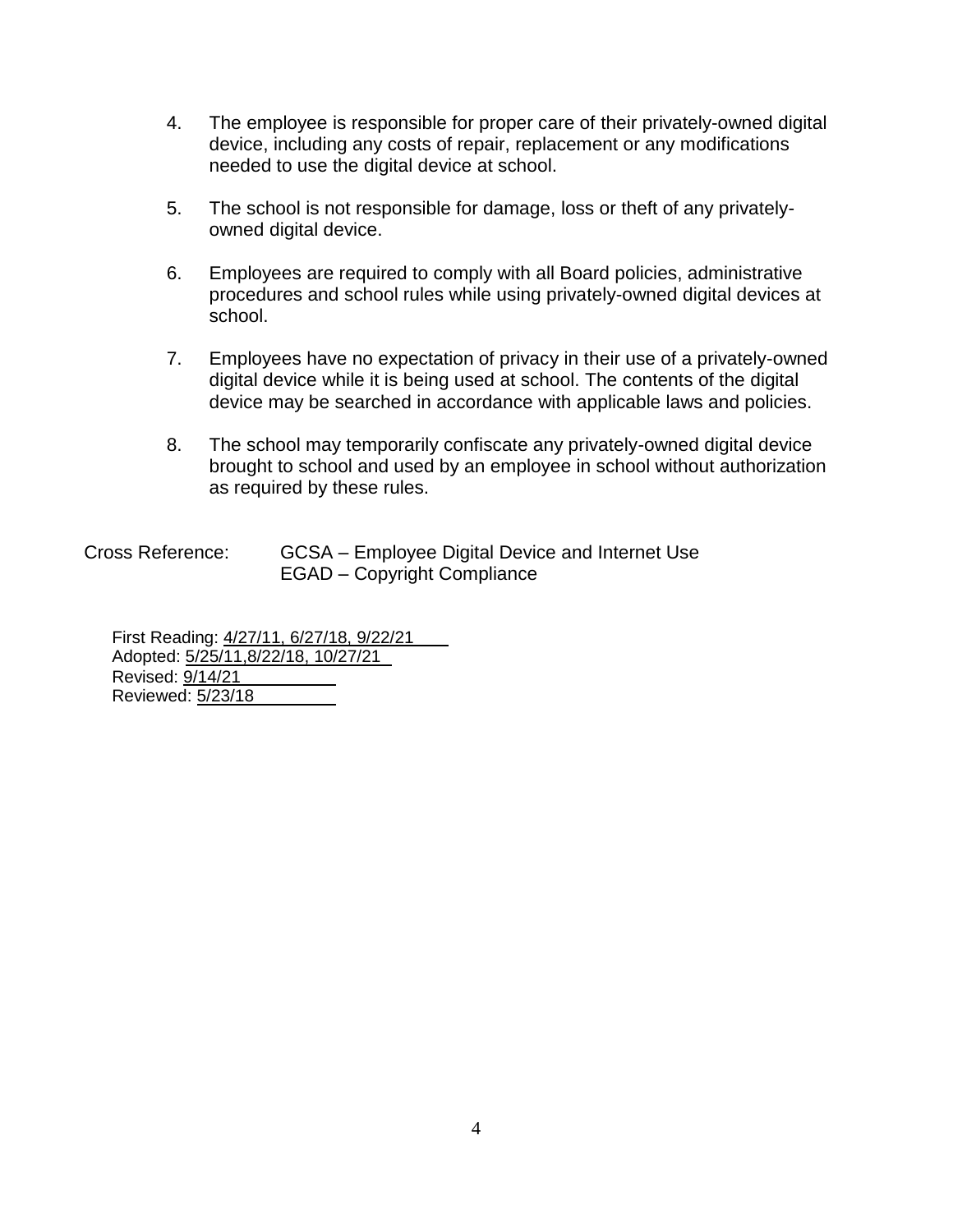4. The employee is responsible for proper care of their privately-owned digital device, including any costs of repair, replacement or any modifications needed to use the digital device at school.

5. The school is not responsible for damage, loss or theft of any privately-owned digital device.

6. Employees are required to comply with all Board policies, administrative procedures and school rules while using privately-owned digital devices at school.

7. Employees have no expectation of privacy in their use of a privately-owned digital device while it is being used at school. The contents of the digital device may be searched in accordance with applicable laws and policies.

8. The school may temporarily confiscate any privately-owned digital device brought to school and used by an employee in school without authorization as required by these rules.

Cross Reference: GCSA – Employee Digital Device and Internet Use
EGAD – Copyright Compliance

First Reading: 4/27/11, 6/27/18, 9/22/21
Adopted: 5/25/11,8/22/18, 10/27/21
Revised: 9/14/21
Reviewed: 5/23/18